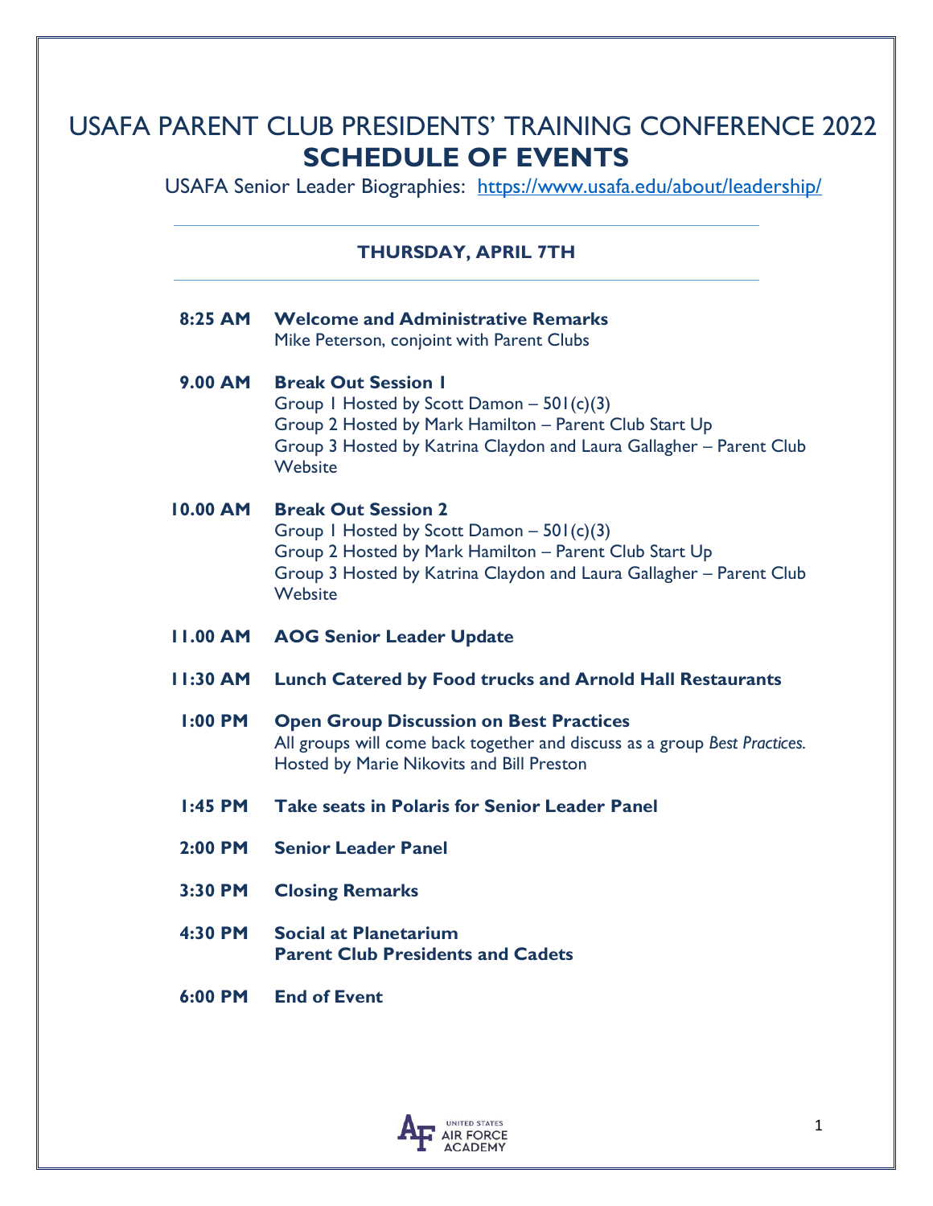# USAFA PARENT CLUB PRESIDENTS' TRAINING CONFERENCE 2022

## SCHEDULE OF EVENTS

USAFA Senior Leader Biographies: https://www.usafa.edu/about/leadership/

---

### THURSDAY, APRIL 7TH

---

**8:25 AM** **Welcome and Administrative Remarks**
Mike Peterson, conjoint with Parent Clubs

**9.00 AM** **Break Out Session 1**
Group 1 Hosted by Scott Damon – 501(c)(3)
Group 2 Hosted by Mark Hamilton – Parent Club Start Up
Group 3 Hosted by Katrina Claydon and Laura Gallagher – Parent Club Website

**10.00 AM** **Break Out Session 2**
Group 1 Hosted by Scott Damon – 501(c)(3)
Group 2 Hosted by Mark Hamilton – Parent Club Start Up
Group 3 Hosted by Katrina Claydon and Laura Gallagher – Parent Club Website

**11.00 AM** **AOG Senior Leader Update**

**11:30 AM** **Lunch Catered by Food trucks and Arnold Hall Restaurants**

**1:00 PM** **Open Group Discussion on Best Practices**
All groups will come back together and discuss as a group *Best Practices.*
Hosted by Marie Nikovits and Bill Preston

**1:45 PM** **Take seats in Polaris for Senior Leader Panel**

**2:00 PM** **Senior Leader Panel**

**3:30 PM** **Closing Remarks**

**4:30 PM** **Social at Planetarium**
**Parent Club Presidents and Cadets**

**6:00 PM** **End of Event**

UNITED STATES AIR FORCE ACADEMY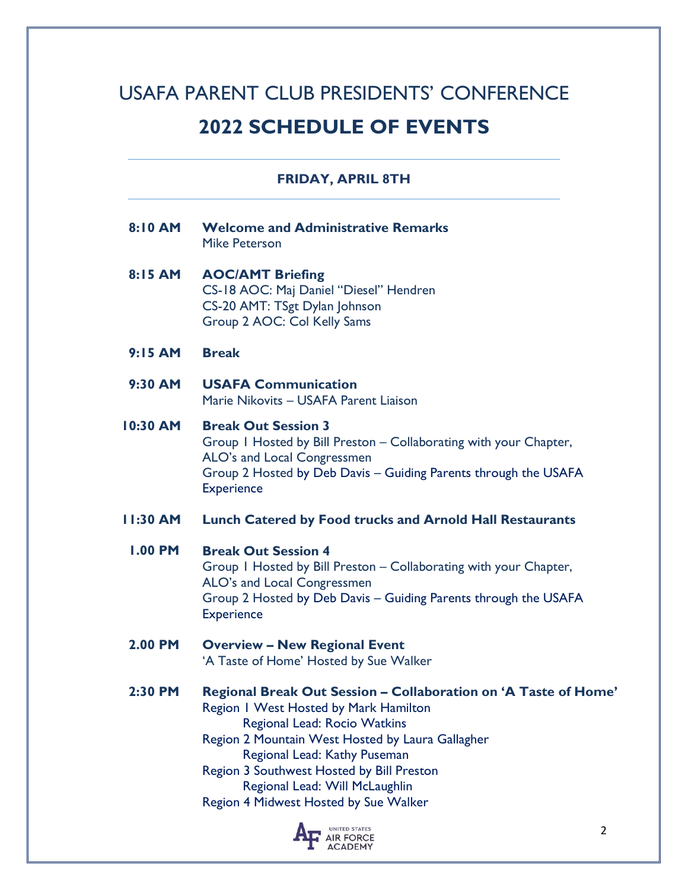# USAFA PARENT CLUB PRESIDENTS' CONFERENCE

## 2022 SCHEDULE OF EVENTS

### FRIDAY, APRIL 8TH

**8:10 AM** **Welcome and Administrative Remarks**
Mike Peterson

**8:15 AM** **AOC/AMT Briefing**
CS-18 AOC: Maj Daniel "Diesel" Hendren
CS-20 AMT: TSgt Dylan Johnson
Group 2 AOC: Col Kelly Sams

**9:15 AM** **Break**

**9:30 AM** **USAFA Communication**
Marie Nikovits – USAFA Parent Liaison

**10:30 AM** **Break Out Session 3**
Group 1 Hosted by Bill Preston – Collaborating with your Chapter, ALO's and Local Congressmen
Group 2 Hosted by Deb Davis – Guiding Parents through the USAFA Experience

**11:30 AM** **Lunch Catered by Food trucks and Arnold Hall Restaurants**

**1.00 PM** **Break Out Session 4**
Group 1 Hosted by Bill Preston – Collaborating with your Chapter, ALO's and Local Congressmen
Group 2 Hosted by Deb Davis – Guiding Parents through the USAFA Experience

**2.00 PM** **Overview – New Regional Event**
'A Taste of Home' Hosted by Sue Walker

**2:30 PM** **Regional Break Out Session – Collaboration on 'A Taste of Home'**
Region 1 West Hosted by Mark Hamilton
Regional Lead: Rocio Watkins
Region 2 Mountain West Hosted by Laura Gallagher
Regional Lead: Kathy Puseman
Region 3 Southwest Hosted by Bill Preston
Regional Lead: Will McLaughlin
Region 4 Midwest Hosted by Sue Walker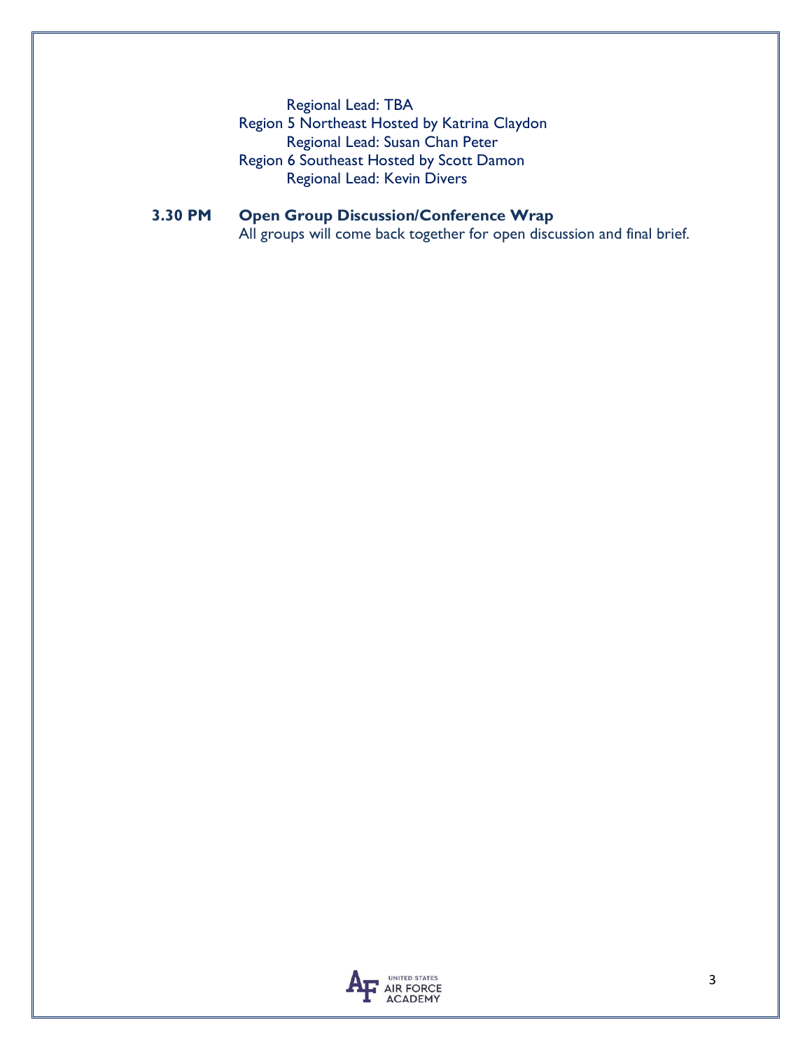Regional Lead: TBA

Region 5 Northeast Hosted by Katrina Claydon

Regional Lead: Susan Chan Peter

Region 6 Southeast Hosted by Scott Damon

Regional Lead: Kevin Divers

**3.30 PM** **Open Group Discussion/Conference Wrap**

All groups will come back together for open discussion and final brief.